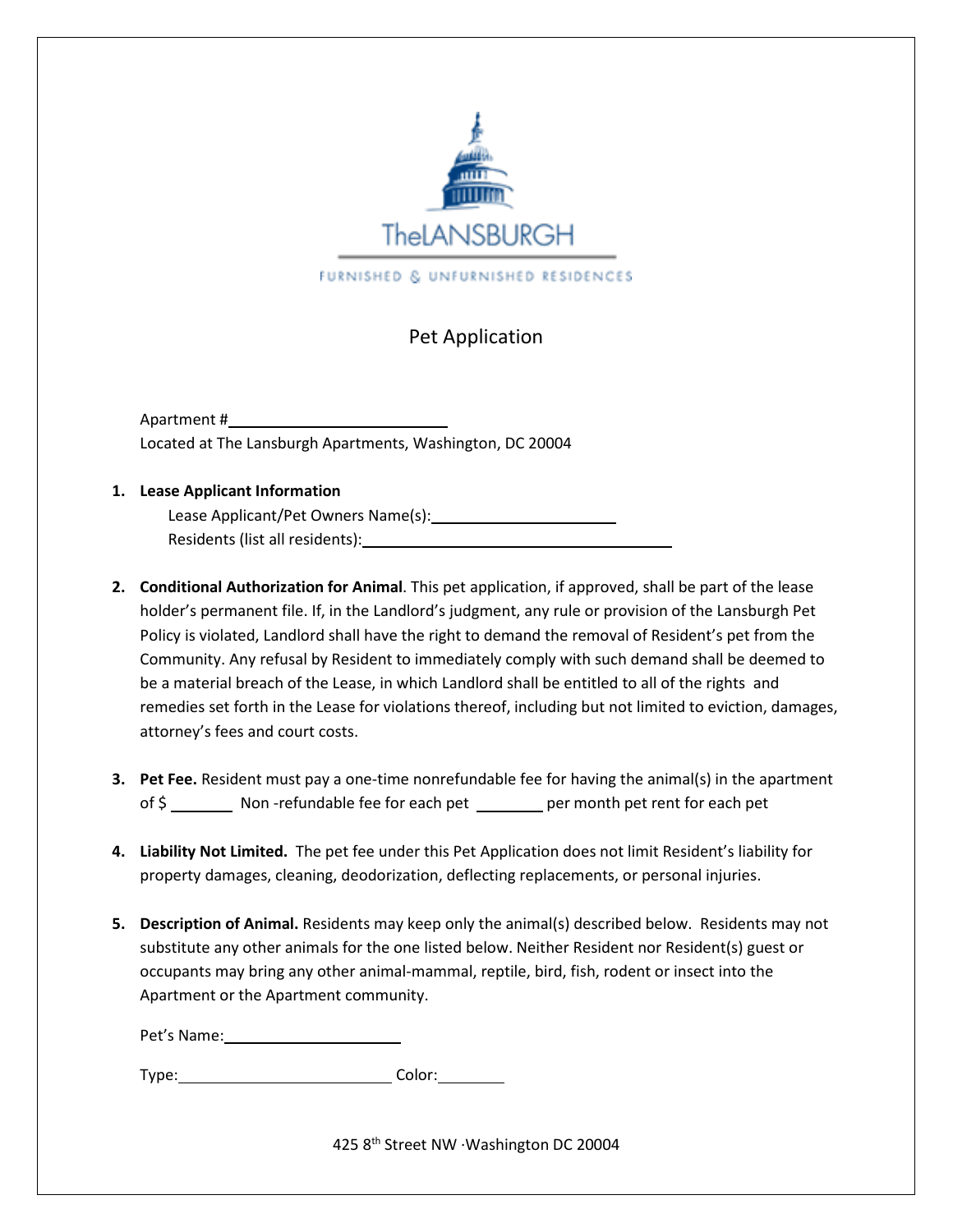TheLANSBURGH

FURNISHED & UNFURNISHED RESIDENCES

# Pet Application

Apartment #\_\_\_\_\_\_\_\_\_\_\_\_\_\_\_\_\_\_\_\_\_\_\_\_
Located at The Lansburgh Apartments, Washington, DC 20004

1. **Lease Applicant Information**
   Lease Applicant/Pet Owners Name(s):\_\_\_\_\_\_\_\_\_\_\_\_\_\_\_\_\_\_\_\_
   Residents (list all residents):\_\_\_\_\_\_\_\_\_\_\_\_\_\_\_\_\_\_\_\_\_\_\_\_\_\_\_\_\_\_\_\_\_\_

2. **Conditional Authorization for Animal**. This pet application, if approved, shall be part of the lease holder's permanent file. If, in the Landlord's judgment, any rule or provision of the Lansburgh Pet Policy is violated, Landlord shall have the right to demand the removal of Resident's pet from the Community. Any refusal by Resident to immediately comply with such demand shall be deemed to be a material breach of the Lease, in which Landlord shall be entitled to all of the rights and remedies set forth in the Lease for violations thereof, including but not limited to eviction, damages, attorney's fees and court costs.

3. **Pet Fee.** Resident must pay a one-time nonrefundable fee for having the animal(s) in the apartment of $ \_\_\_\_\_\_\_ Non -refundable fee for each pet \_\_\_\_\_\_\_ per month pet rent for each pet

4. **Liability Not Limited.** The pet fee under this Pet Application does not limit Resident's liability for property damages, cleaning, deodorization, deflecting replacements, or personal injuries.

5. **Description of Animal.** Residents may keep only the animal(s) described below. Residents may not substitute any other animals for the one listed below. Neither Resident nor Resident(s) guest or occupants may bring any other animal-mammal, reptile, bird, fish, rodent or insect into the Apartment or the Apartment community.

   Pet's Name:\_\_\_\_\_\_\_\_\_\_\_\_\_\_\_\_\_\_\_\_

   Type:\_\_\_\_\_\_\_\_\_\_\_\_\_\_\_\_\_\_\_\_\_\_\_\_ Color:\_\_\_\_\_\_\_

425 8th Street NW ·Washington DC 20004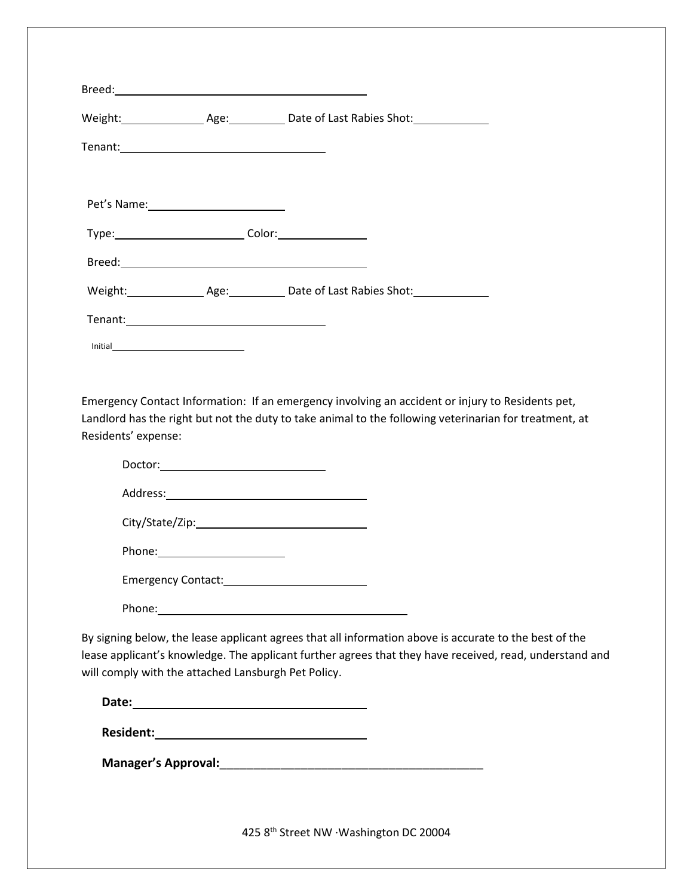Breed: ______________________________

Weight: __________ Age: ________ Date of Last Rabies Shot: __________

Tenant: ________________________

Pet's Name: ________________

Type: ______________ Color: __________

Breed: ______________________________

Weight: __________ Age: ________ Date of Last Rabies Shot: __________

Tenant: ________________________

Initial ________________

Emergency Contact Information: If an emergency involving an accident or injury to Residents pet, Landlord has the right but not the duty to take animal to the following veterinarian for treatment, at Residents' expense:

Doctor: ____________________

Address: ________________________

City/State/Zip: ____________________

Phone: ______________

Emergency Contact: ________________

Phone: ______________________________

By signing below, the lease applicant agrees that all information above is accurate to the best of the lease applicant's knowledge. The applicant further agrees that they have received, read, understand and will comply with the attached Lansburgh Pet Policy.

**Date:** ____________________________

**Resident:** __________________________

**Manager's Approval:** ________________________________________

425 8th Street NW ·Washington DC 20004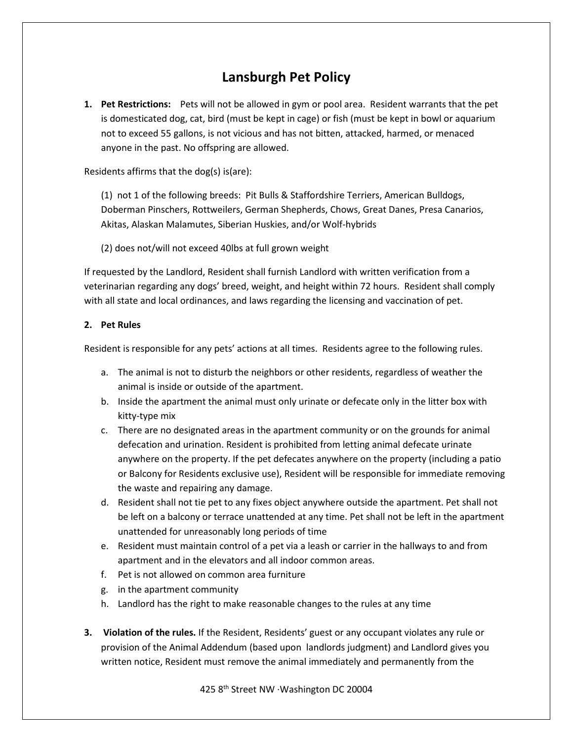# Lansburgh Pet Policy

1. **Pet Restrictions:** Pets will not be allowed in gym or pool area. Resident warrants that the pet is domesticated dog, cat, bird (must be kept in cage) or fish (must be kept in bowl or aquarium not to exceed 55 gallons, is not vicious and has not bitten, attacked, harmed, or menaced anyone in the past. No offspring are allowed.

Residents affirms that the dog(s) is(are):

(1) not 1 of the following breeds: Pit Bulls & Staffordshire Terriers, American Bulldogs, Doberman Pinschers, Rottweilers, German Shepherds, Chows, Great Danes, Presa Canarios, Akitas, Alaskan Malamutes, Siberian Huskies, and/or Wolf-hybrids

(2) does not/will not exceed 40lbs at full grown weight

If requested by the Landlord, Resident shall furnish Landlord with written verification from a veterinarian regarding any dogs' breed, weight, and height within 72 hours. Resident shall comply with all state and local ordinances, and laws regarding the licensing and vaccination of pet.

2. **Pet Rules**

Resident is responsible for any pets' actions at all times. Residents agree to the following rules.

a. The animal is not to disturb the neighbors or other residents, regardless of weather the animal is inside or outside of the apartment.
b. Inside the apartment the animal must only urinate or defecate only in the litter box with kitty-type mix
c. There are no designated areas in the apartment community or on the grounds for animal defecation and urination. Resident is prohibited from letting animal defecate urinate anywhere on the property. If the pet defecates anywhere on the property (including a patio or Balcony for Residents exclusive use), Resident will be responsible for immediate removing the waste and repairing any damage.
d. Resident shall not tie pet to any fixes object anywhere outside the apartment. Pet shall not be left on a balcony or terrace unattended at any time. Pet shall not be left in the apartment unattended for unreasonably long periods of time
e. Resident must maintain control of a pet via a leash or carrier in the hallways to and from apartment and in the elevators and all indoor common areas.
f. Pet is not allowed on common area furniture
g. in the apartment community
h. Landlord has the right to make reasonable changes to the rules at any time

3. **Violation of the rules.** If the Resident, Residents' guest or any occupant violates any rule or provision of the Animal Addendum (based upon landlords judgment) and Landlord gives you written notice, Resident must remove the animal immediately and permanently from the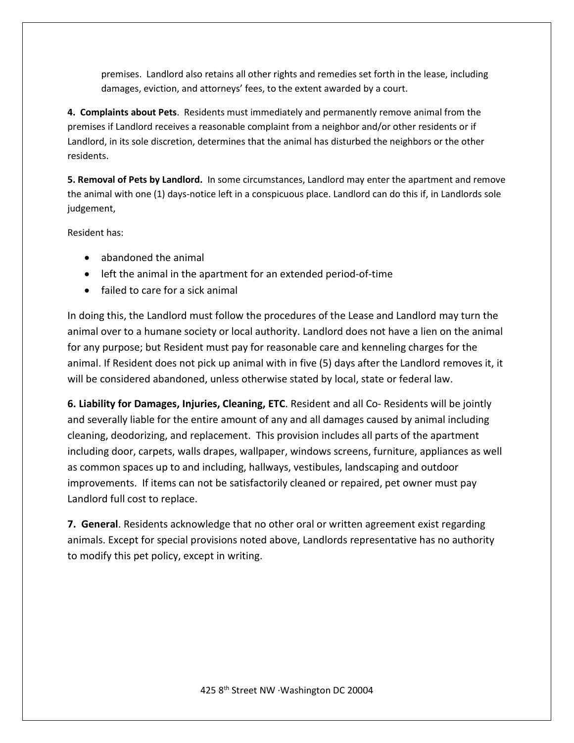premises. Landlord also retains all other rights and remedies set forth in the lease, including damages, eviction, and attorneys' fees, to the extent awarded by a court.

**4. Complaints about Pets**. Residents must immediately and permanently remove animal from the premises if Landlord receives a reasonable complaint from a neighbor and/or other residents or if Landlord, in its sole discretion, determines that the animal has disturbed the neighbors or the other residents.

**5. Removal of Pets by Landlord.** In some circumstances, Landlord may enter the apartment and remove the animal with one (1) days-notice left in a conspicuous place. Landlord can do this if, in Landlords sole judgement,

Resident has:

- abandoned the animal
- left the animal in the apartment for an extended period-of-time
- failed to care for a sick animal

In doing this, the Landlord must follow the procedures of the Lease and Landlord may turn the animal over to a humane society or local authority. Landlord does not have a lien on the animal for any purpose; but Resident must pay for reasonable care and kenneling charges for the animal. If Resident does not pick up animal with in five (5) days after the Landlord removes it, it will be considered abandoned, unless otherwise stated by local, state or federal law.

**6. Liability for Damages, Injuries, Cleaning, ETC**. Resident and all Co- Residents will be jointly and severally liable for the entire amount of any and all damages caused by animal including cleaning, deodorizing, and replacement. This provision includes all parts of the apartment including door, carpets, walls drapes, wallpaper, windows screens, furniture, appliances as well as common spaces up to and including, hallways, vestibules, landscaping and outdoor improvements. If items can not be satisfactorily cleaned or repaired, pet owner must pay Landlord full cost to replace.

**7. General**. Residents acknowledge that no other oral or written agreement exist regarding animals. Except for special provisions noted above, Landlords representative has no authority to modify this pet policy, except in writing.

425 8th Street NW ·Washington DC 20004